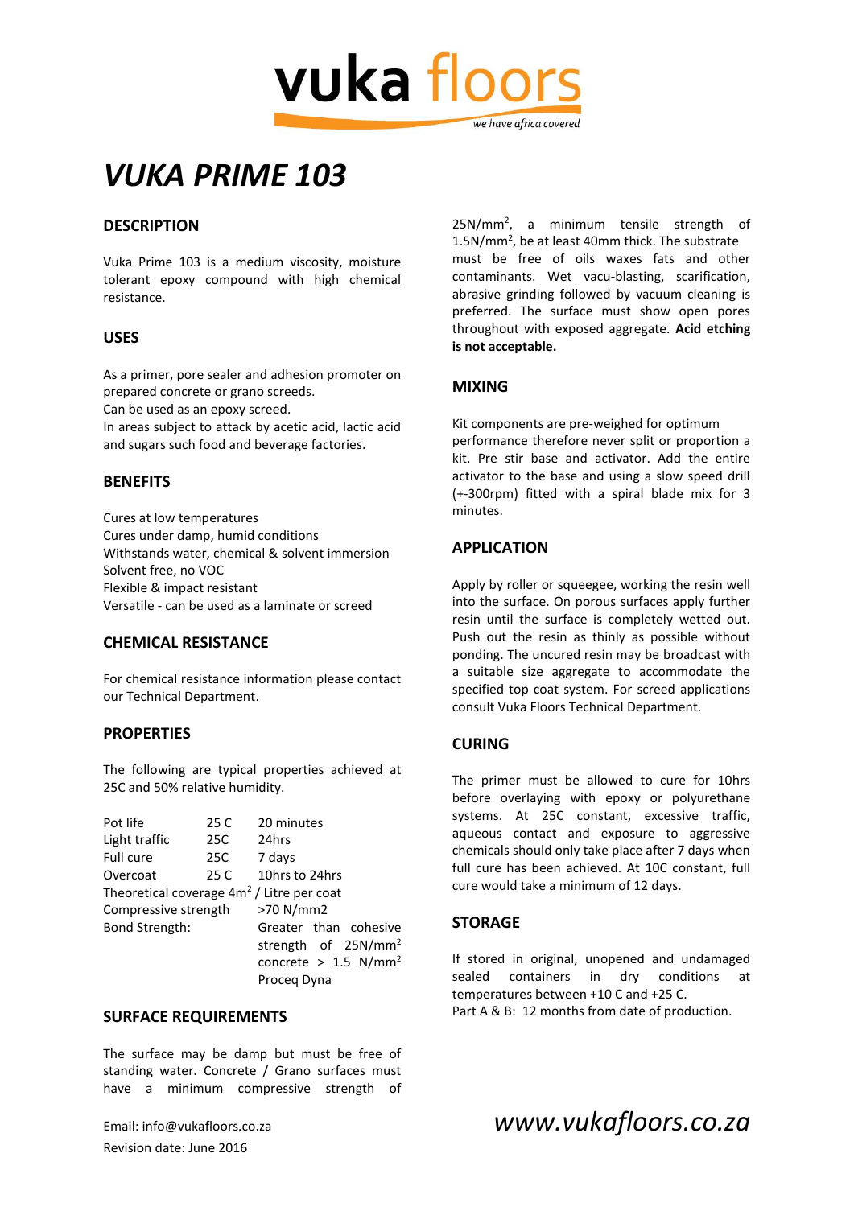vuka floors

*we have africa covered*

# *VUKA PRIME 103*

## DESCRIPTION

Vuka Prime 103 is a medium viscosity, moisture tolerant epoxy compound with high chemical resistance.

## USES

As a primer, pore sealer and adhesion promoter on prepared concrete or grano screeds.
Can be used as an epoxy screed.
In areas subject to attack by acetic acid, lactic acid and sugars such food and beverage factories.

## BENEFITS

Cures at low temperatures
Cures under damp, humid conditions
Withstands water, chemical & solvent immersion
Solvent free, no VOC
Flexible & impact resistant
Versatile - can be used as a laminate or screed

## CHEMICAL RESISTANCE

For chemical resistance information please contact our Technical Department.

## PROPERTIES

The following are typical properties achieved at 25C and 50% relative humidity.

| | | |
|---|---|---|
| Pot life | 25 C | 20 minutes |
| Light traffic | 25C | 24hrs |
| Full cure | 25C | 7 days |
| Overcoat | 25 C | 10hrs to 24hrs |
| Theoretical coverage 4m$^2$ / Litre per coat | | |
| Compressive strength | | >70 N/mm2 |
| Bond Strength: | | Greater than cohesive strength of 25N/mm$^2$ concrete > 1.5 N/mm$^2$ Proceq Dyna |

## SURFACE REQUIREMENTS

The surface may be damp but must be free of standing water. Concrete / Grano surfaces must have a minimum compressive strength of 25N/mm$^2$, a minimum tensile strength of 1.5N/mm$^2$, be at least 40mm thick. The substrate must be free of oils waxes fats and other contaminants. Wet vacu-blasting, scarification, abrasive grinding followed by vacuum cleaning is preferred. The surface must show open pores throughout with exposed aggregate. **Acid etching is not acceptable.**

## MIXING

Kit components are pre-weighed for optimum performance therefore never split or proportion a kit. Pre stir base and activator. Add the entire activator to the base and using a slow speed drill (+-300rpm) fitted with a spiral blade mix for 3 minutes.

## APPLICATION

Apply by roller or squeegee, working the resin well into the surface. On porous surfaces apply further resin until the surface is completely wetted out. Push out the resin as thinly as possible without ponding. The uncured resin may be broadcast with a suitable size aggregate to accommodate the specified top coat system. For screed applications consult Vuka Floors Technical Department.

## CURING

The primer must be allowed to cure for 10hrs before overlaying with epoxy or polyurethane systems. At 25C constant, excessive traffic, aqueous contact and exposure to aggressive chemicals should only take place after 7 days when full cure has been achieved. At 10C constant, full cure would take a minimum of 12 days.

## STORAGE

If stored in original, unopened and undamaged sealed containers in dry conditions at temperatures between +10 C and +25 C.
Part A & B: 12 months from date of production.

Email: info@vukafloors.co.za
Revision date: June 2016

*www.vukafloors.co.za*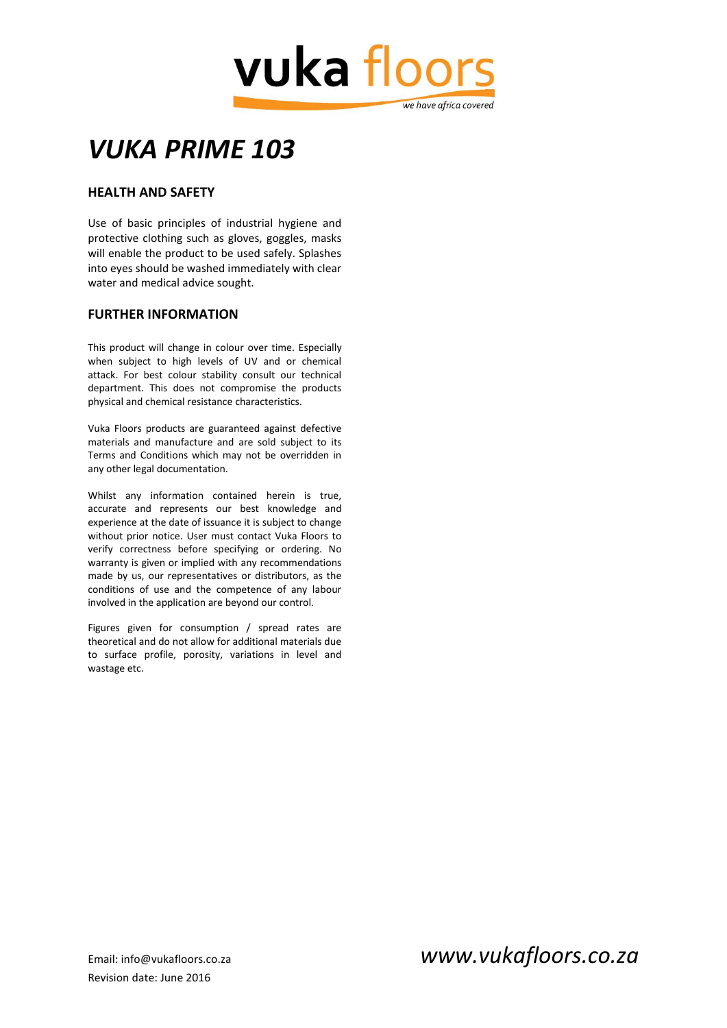# VUKA PRIME 103

## HEALTH AND SAFETY

Use of basic principles of industrial hygiene and protective clothing such as gloves, goggles, masks will enable the product to be used safely. Splashes into eyes should be washed immediately with clear water and medical advice sought.

## FURTHER INFORMATION

This product will change in colour over time. Especially when subject to high levels of UV and or chemical attack. For best colour stability consult our technical department. This does not compromise the products physical and chemical resistance characteristics.

Vuka Floors products are guaranteed against defective materials and manufacture and are sold subject to its Terms and Conditions which may not be overridden in any other legal documentation.

Whilst any information contained herein is true, accurate and represents our best knowledge and experience at the date of issuance it is subject to change without prior notice. User must contact Vuka Floors to verify correctness before specifying or ordering. No warranty is given or implied with any recommendations made by us, our representatives or distributors, as the conditions of use and the competence of any labour involved in the application are beyond our control.

Figures given for consumption / spread rates are theoretical and do not allow for additional materials due to surface profile, porosity, variations in level and wastage etc.

Email: info@vukafloors.co.za

Revision date: June 2016

*www.vukafloors.co.za*